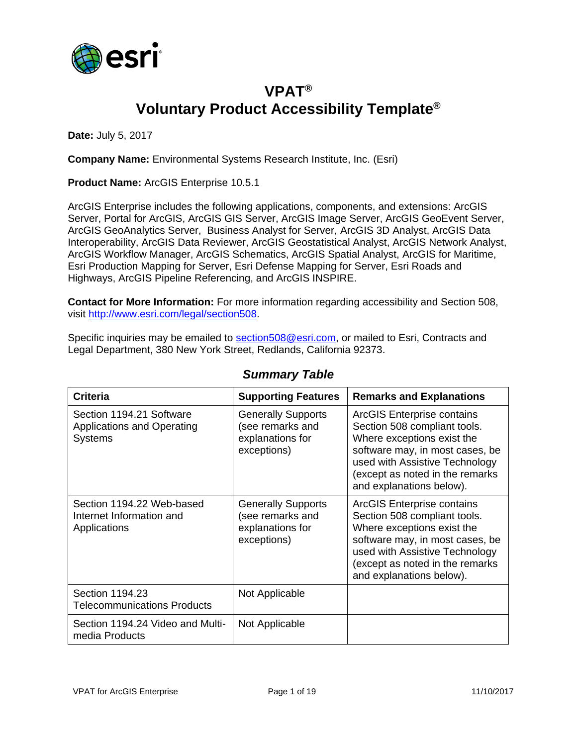# VPAT®

# Voluntary Product Accessibility Template®

**Date:** July 5, 2017

**Company Name:** Environmental Systems Research Institute, Inc. (Esri)

**Product Name:** ArcGIS Enterprise 10.5.1

ArcGIS Enterprise includes the following applications, components, and extensions: ArcGIS Server, Portal for ArcGIS, ArcGIS GIS Server, ArcGIS Image Server, ArcGIS GeoEvent Server, ArcGIS GeoAnalytics Server, Business Analyst for Server, ArcGIS 3D Analyst, ArcGIS Data Interoperability, ArcGIS Data Reviewer, ArcGIS Geostatistical Analyst, ArcGIS Network Analyst, ArcGIS Workflow Manager, ArcGIS Schematics, ArcGIS Spatial Analyst, ArcGIS for Maritime, Esri Production Mapping for Server, Esri Defense Mapping for Server, Esri Roads and Highways, ArcGIS Pipeline Referencing, and ArcGIS INSPIRE.

**Contact for More Information:** For more information regarding accessibility and Section 508, visit http://www.esri.com/legal/section508.

Specific inquiries may be emailed to section508@esri.com, or mailed to Esri, Contracts and Legal Department, 380 New York Street, Redlands, California 92373.

## *Summary Table*

| Criteria | Supporting Features | Remarks and Explanations |
|---|---|---|
| Section 1194.21 Software Applications and Operating Systems | Generally Supports (see remarks and explanations for exceptions) | ArcGIS Enterprise contains Section 508 compliant tools. Where exceptions exist the software may, in most cases, be used with Assistive Technology (except as noted in the remarks and explanations below). |
| Section 1194.22 Web-based Internet Information and Applications | Generally Supports (see remarks and explanations for exceptions) | ArcGIS Enterprise contains Section 508 compliant tools. Where exceptions exist the software may, in most cases, be used with Assistive Technology (except as noted in the remarks and explanations below). |
| Section 1194.23 Telecommunications Products | Not Applicable | |
| Section 1194.24 Video and Multi-media Products | Not Applicable | |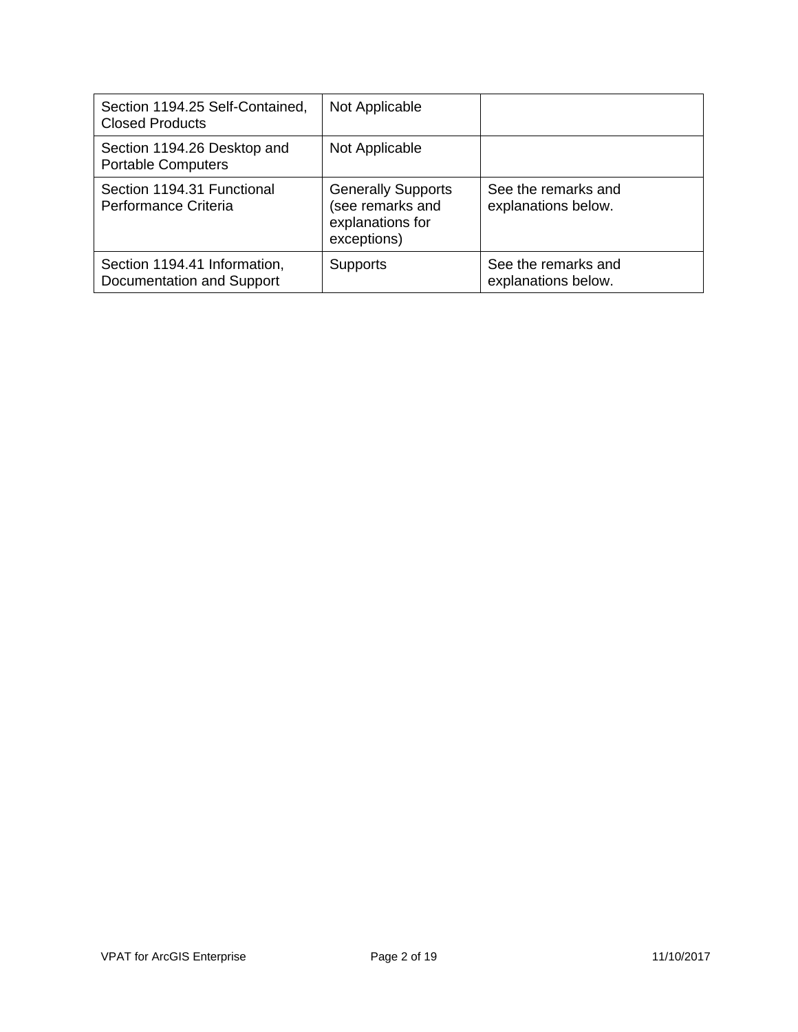| | | |
|---|---|---|
| Section 1194.25 Self-Contained, Closed Products | Not Applicable | |
| Section 1194.26 Desktop and Portable Computers | Not Applicable | |
| Section 1194.31 Functional Performance Criteria | Generally Supports (see remarks and explanations for exceptions) | See the remarks and explanations below. |
| Section 1194.41 Information, Documentation and Support | Supports | See the remarks and explanations below. |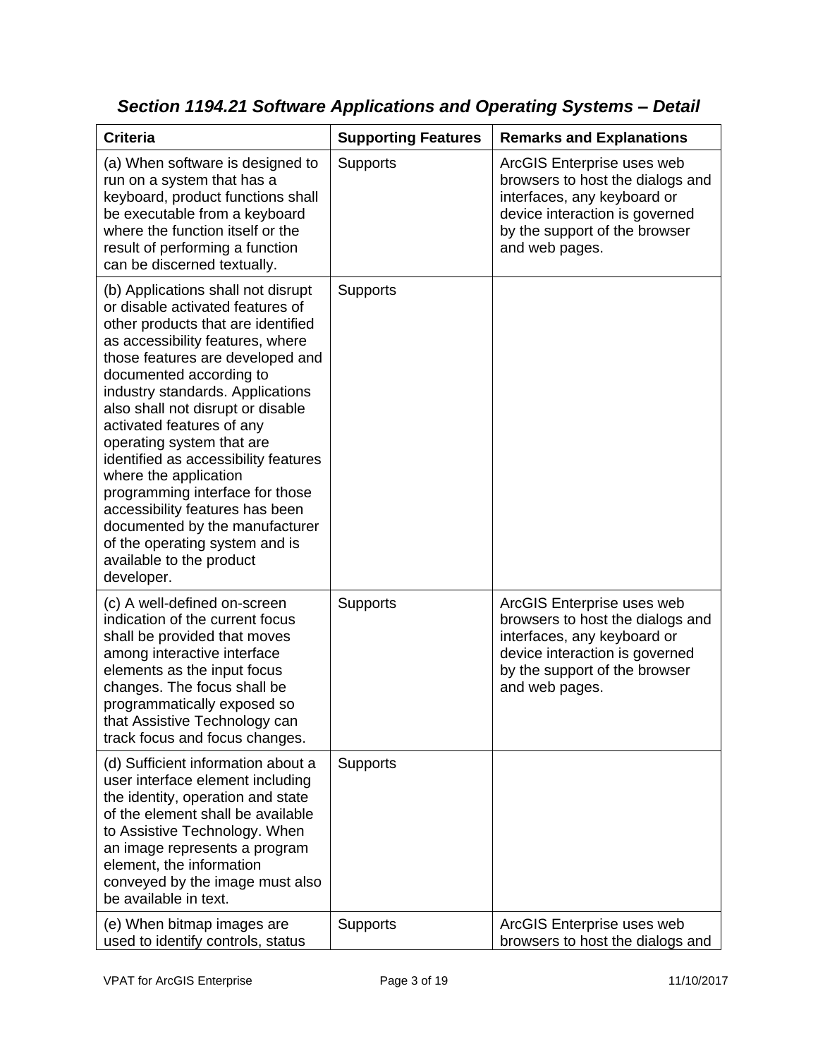## *Section 1194.21 Software Applications and Operating Systems – Detail*

| Criteria | Supporting Features | Remarks and Explanations |
| --- | --- | --- |
| (a) When software is designed to run on a system that has a keyboard, product functions shall be executable from a keyboard where the function itself or the result of performing a function can be discerned textually. | Supports | ArcGIS Enterprise uses web browsers to host the dialogs and interfaces, any keyboard or device interaction is governed by the support of the browser and web pages. |
| (b) Applications shall not disrupt or disable activated features of other products that are identified as accessibility features, where those features are developed and documented according to industry standards. Applications also shall not disrupt or disable activated features of any operating system that are identified as accessibility features where the application programming interface for those accessibility features has been documented by the manufacturer of the operating system and is available to the product developer. | Supports | |
| (c) A well-defined on-screen indication of the current focus shall be provided that moves among interactive interface elements as the input focus changes. The focus shall be programmatically exposed so that Assistive Technology can track focus and focus changes. | Supports | ArcGIS Enterprise uses web browsers to host the dialogs and interfaces, any keyboard or device interaction is governed by the support of the browser and web pages. |
| (d) Sufficient information about a user interface element including the identity, operation and state of the element shall be available to Assistive Technology. When an image represents a program element, the information conveyed by the image must also be available in text. | Supports | |
| (e) When bitmap images are used to identify controls, status | Supports | ArcGIS Enterprise uses web browsers to host the dialogs and |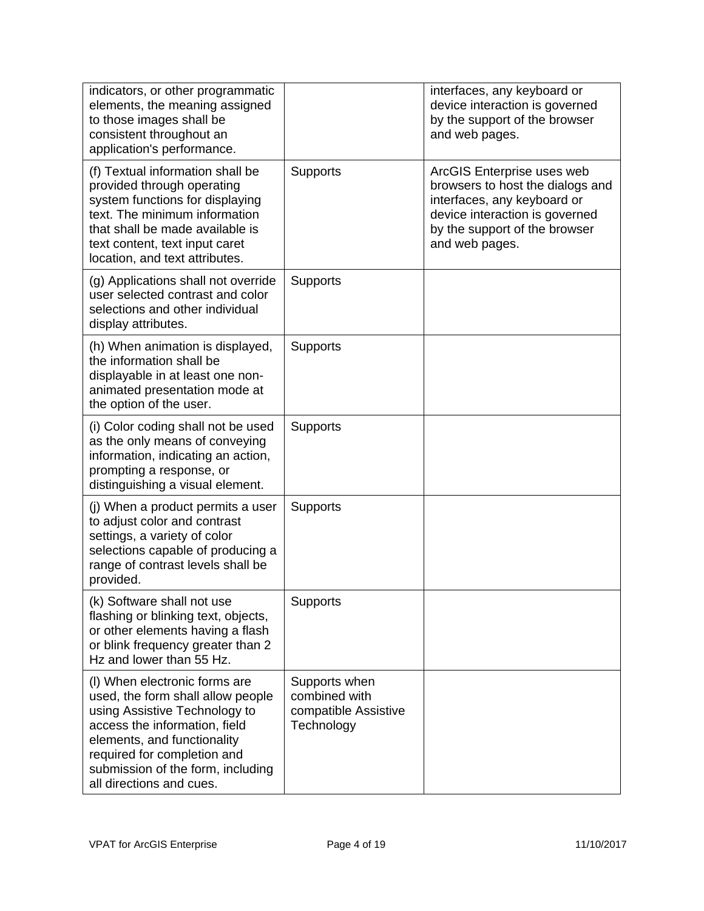| | | |
|---|---|---|
| indicators, or other programmatic elements, the meaning assigned to those images shall be consistent throughout an application's performance. | | interfaces, any keyboard or device interaction is governed by the support of the browser and web pages. |
| (f) Textual information shall be provided through operating system functions for displaying text. The minimum information that shall be made available is text content, text input caret location, and text attributes. | Supports | ArcGIS Enterprise uses web browsers to host the dialogs and interfaces, any keyboard or device interaction is governed by the support of the browser and web pages. |
| (g) Applications shall not override user selected contrast and color selections and other individual display attributes. | Supports | |
| (h) When animation is displayed, the information shall be displayable in at least one non-animated presentation mode at the option of the user. | Supports | |
| (i) Color coding shall not be used as the only means of conveying information, indicating an action, prompting a response, or distinguishing a visual element. | Supports | |
| (j) When a product permits a user to adjust color and contrast settings, a variety of color selections capable of producing a range of contrast levels shall be provided. | Supports | |
| (k) Software shall not use flashing or blinking text, objects, or other elements having a flash or blink frequency greater than 2 Hz and lower than 55 Hz. | Supports | |
| (l) When electronic forms are used, the form shall allow people using Assistive Technology to access the information, field elements, and functionality required for completion and submission of the form, including all directions and cues. | Supports when combined with compatible Assistive Technology | |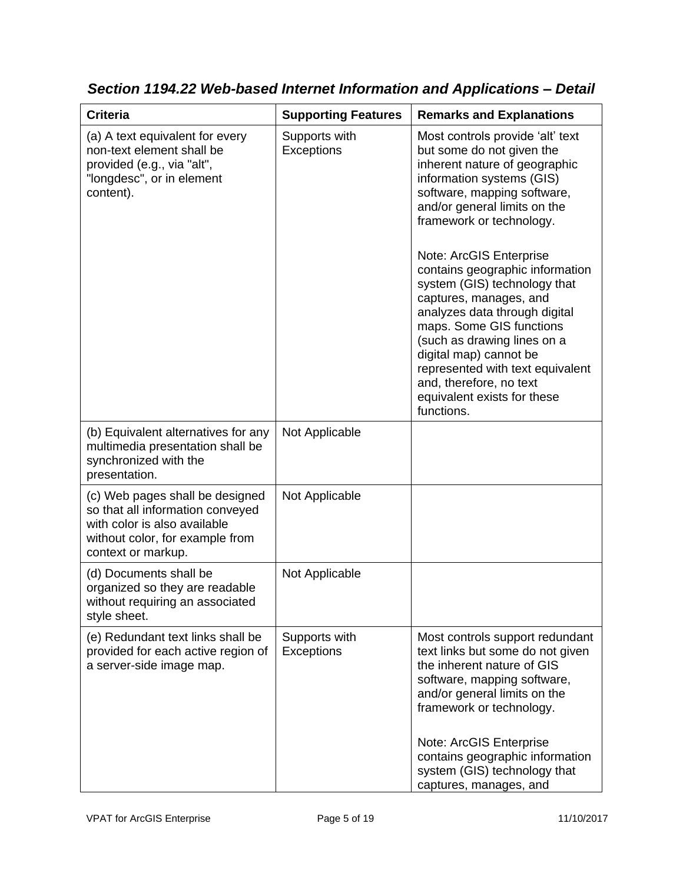### *Section 1194.22 Web-based Internet Information and Applications – Detail*

| Criteria | Supporting Features | Remarks and Explanations |
|---|---|---|
| (a) A text equivalent for every non-text element shall be provided (e.g., via "alt", "longdesc", or in element content). | Supports with Exceptions | Most controls provide 'alt' text but some do not given the inherent nature of geographic information systems (GIS) software, mapping software, and/or general limits on the framework or technology.<br><br>Note: ArcGIS Enterprise contains geographic information system (GIS) technology that captures, manages, and analyzes data through digital maps. Some GIS functions (such as drawing lines on a digital map) cannot be represented with text equivalent and, therefore, no text equivalent exists for these functions. |
| (b) Equivalent alternatives for any multimedia presentation shall be synchronized with the presentation. | Not Applicable | |
| (c) Web pages shall be designed so that all information conveyed with color is also available without color, for example from context or markup. | Not Applicable | |
| (d) Documents shall be organized so they are readable without requiring an associated style sheet. | Not Applicable | |
| (e) Redundant text links shall be provided for each active region of a server-side image map. | Supports with Exceptions | Most controls support redundant text links but some do not given the inherent nature of GIS software, mapping software, and/or general limits on the framework or technology.<br><br>Note: ArcGIS Enterprise contains geographic information system (GIS) technology that captures, manages, and |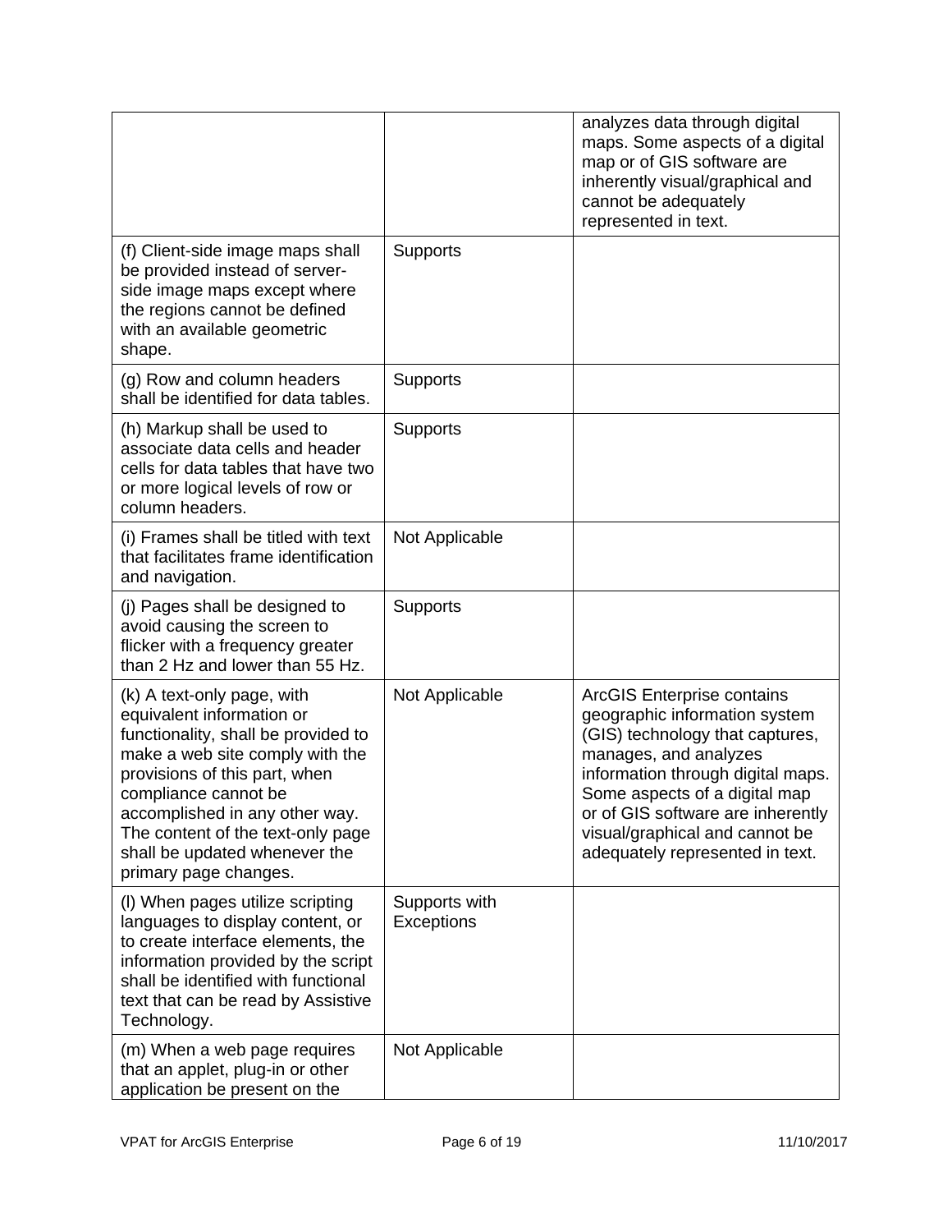| | | |
|---|---|---|
| | | analyzes data through digital maps. Some aspects of a digital map or of GIS software are inherently visual/graphical and cannot be adequately represented in text. |
| (f) Client-side image maps shall be provided instead of server-side image maps except where the regions cannot be defined with an available geometric shape. | Supports | |
| (g) Row and column headers shall be identified for data tables. | Supports | |
| (h) Markup shall be used to associate data cells and header cells for data tables that have two or more logical levels of row or column headers. | Supports | |
| (i) Frames shall be titled with text that facilitates frame identification and navigation. | Not Applicable | |
| (j) Pages shall be designed to avoid causing the screen to flicker with a frequency greater than 2 Hz and lower than 55 Hz. | Supports | |
| (k) A text-only page, with equivalent information or functionality, shall be provided to make a web site comply with the provisions of this part, when compliance cannot be accomplished in any other way. The content of the text-only page shall be updated whenever the primary page changes. | Not Applicable | ArcGIS Enterprise contains geographic information system (GIS) technology that captures, manages, and analyzes information through digital maps. Some aspects of a digital map or of GIS software are inherently visual/graphical and cannot be adequately represented in text. |
| (l) When pages utilize scripting languages to display content, or to create interface elements, the information provided by the script shall be identified with functional text that can be read by Assistive Technology. | Supports with Exceptions | |
| (m) When a web page requires that an applet, plug-in or other application be present on the | Not Applicable | |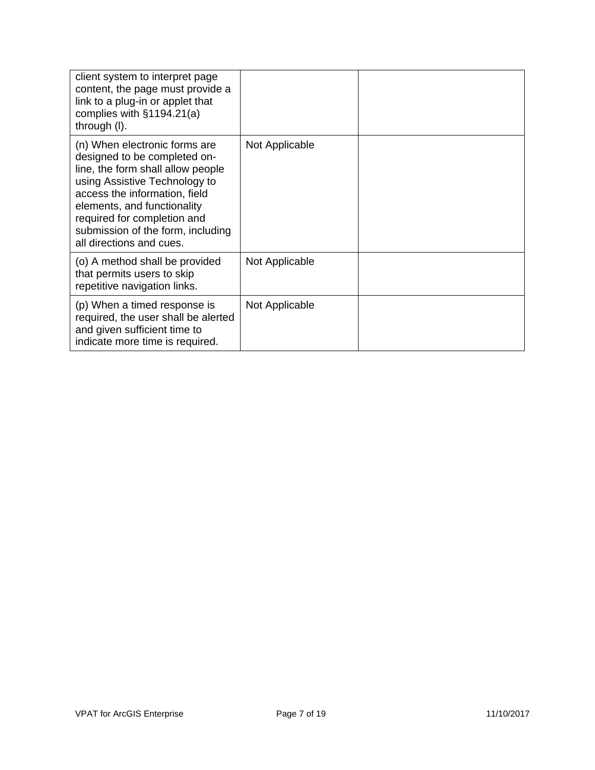| | | |
|---|---|---|
| client system to interpret page content, the page must provide a link to a plug-in or applet that complies with §1194.21(a) through (l). | | |
| (n) When electronic forms are designed to be completed on-line, the form shall allow people using Assistive Technology to access the information, field elements, and functionality required for completion and submission of the form, including all directions and cues. | Not Applicable | |
| (o) A method shall be provided that permits users to skip repetitive navigation links. | Not Applicable | |
| (p) When a timed response is required, the user shall be alerted and given sufficient time to indicate more time is required. | Not Applicable | |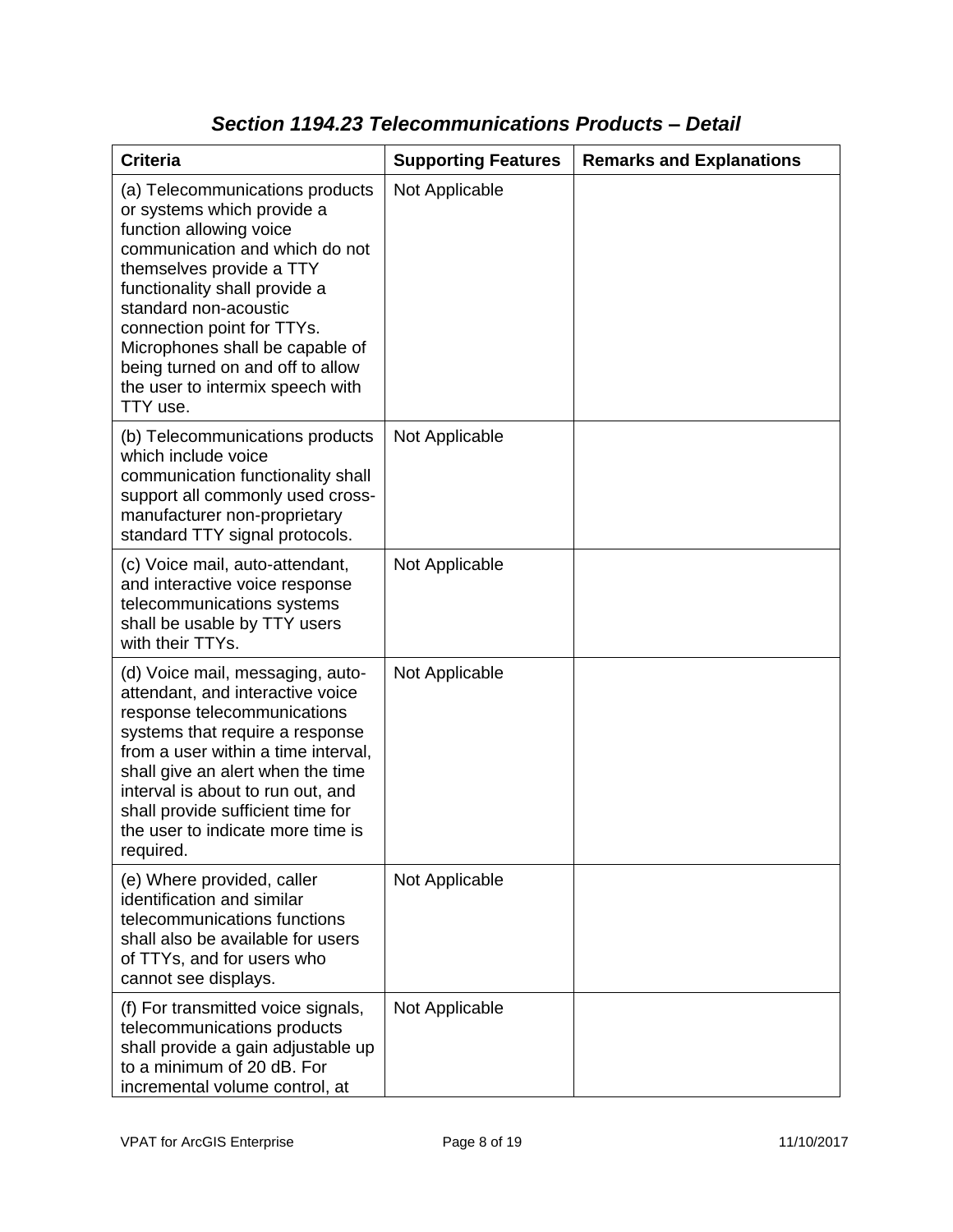### *Section 1194.23 Telecommunications Products – Detail*

| Criteria | Supporting Features | Remarks and Explanations |
| --- | --- | --- |
| (a) Telecommunications products or systems which provide a function allowing voice communication and which do not themselves provide a TTY functionality shall provide a standard non-acoustic connection point for TTYs. Microphones shall be capable of being turned on and off to allow the user to intermix speech with TTY use. | Not Applicable | |
| (b) Telecommunications products which include voice communication functionality shall support all commonly used cross-manufacturer non-proprietary standard TTY signal protocols. | Not Applicable | |
| (c) Voice mail, auto-attendant, and interactive voice response telecommunications systems shall be usable by TTY users with their TTYs. | Not Applicable | |
| (d) Voice mail, messaging, auto-attendant, and interactive voice response telecommunications systems that require a response from a user within a time interval, shall give an alert when the time interval is about to run out, and shall provide sufficient time for the user to indicate more time is required. | Not Applicable | |
| (e) Where provided, caller identification and similar telecommunications functions shall also be available for users of TTYs, and for users who cannot see displays. | Not Applicable | |
| (f) For transmitted voice signals, telecommunications products shall provide a gain adjustable up to a minimum of 20 dB. For incremental volume control, at | Not Applicable | |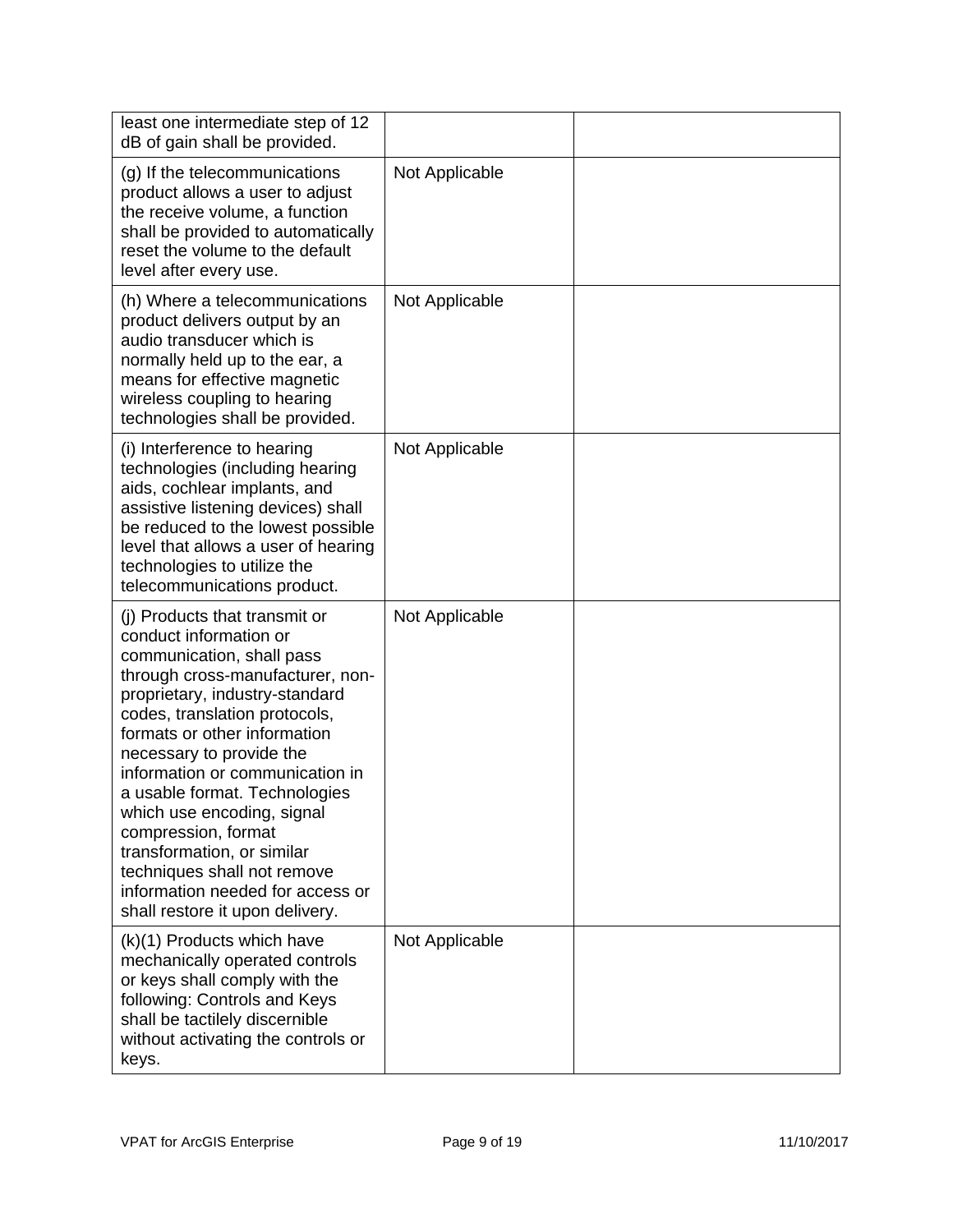| | | |
|---|---|---|
| least one intermediate step of 12 dB of gain shall be provided. | | |
| (g) If the telecommunications product allows a user to adjust the receive volume, a function shall be provided to automatically reset the volume to the default level after every use. | Not Applicable | |
| (h) Where a telecommunications product delivers output by an audio transducer which is normally held up to the ear, a means for effective magnetic wireless coupling to hearing technologies shall be provided. | Not Applicable | |
| (i) Interference to hearing technologies (including hearing aids, cochlear implants, and assistive listening devices) shall be reduced to the lowest possible level that allows a user of hearing technologies to utilize the telecommunications product. | Not Applicable | |
| (j) Products that transmit or conduct information or communication, shall pass through cross-manufacturer, non-proprietary, industry-standard codes, translation protocols, formats or other information necessary to provide the information or communication in a usable format. Technologies which use encoding, signal compression, format transformation, or similar techniques shall not remove information needed for access or shall restore it upon delivery. | Not Applicable | |
| (k)(1) Products which have mechanically operated controls or keys shall comply with the following: Controls and Keys shall be tactilely discernible without activating the controls or keys. | Not Applicable | |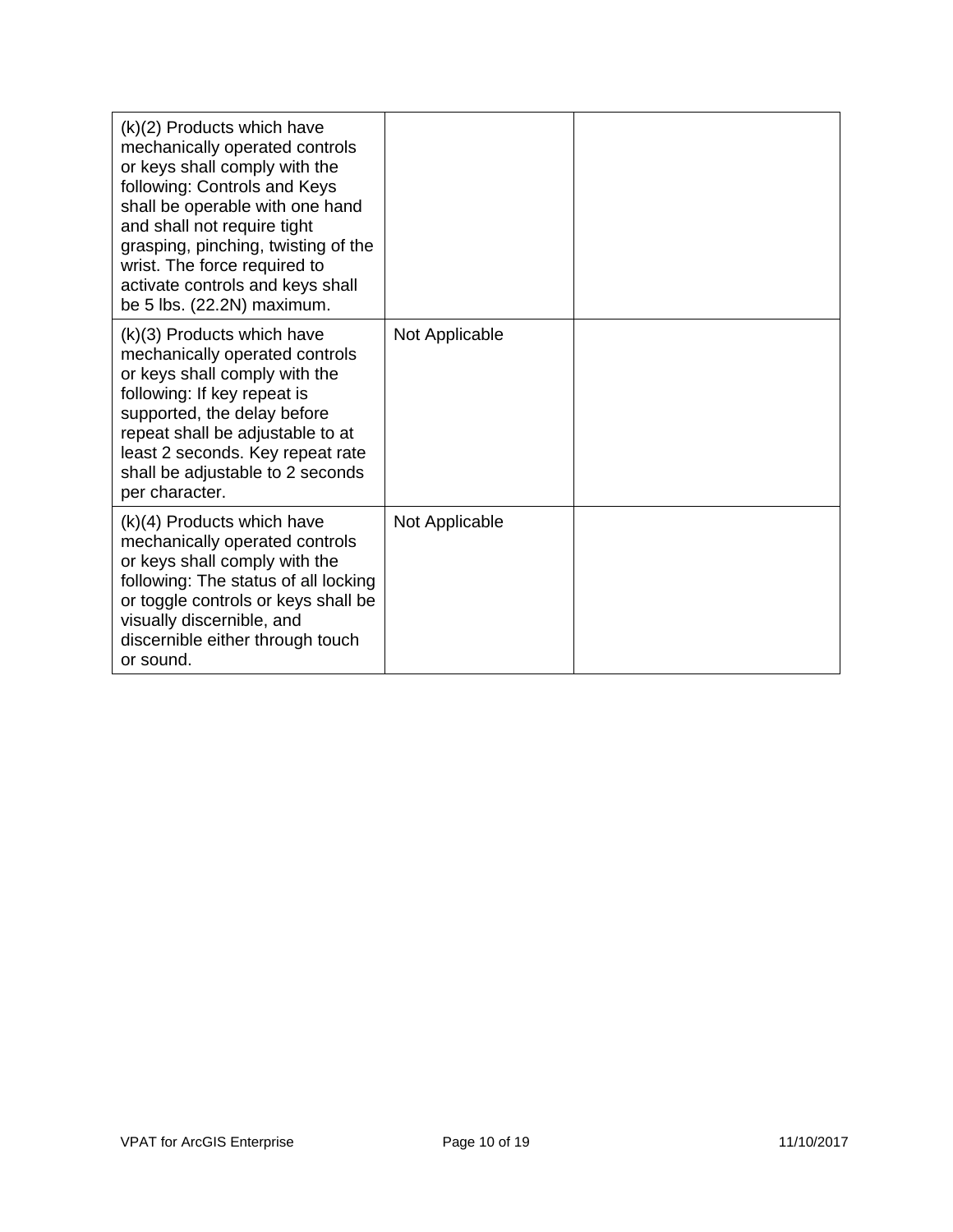| | | |
|---|---|---|
| (k)(2) Products which have mechanically operated controls or keys shall comply with the following: Controls and Keys shall be operable with one hand and shall not require tight grasping, pinching, twisting of the wrist. The force required to activate controls and keys shall be 5 lbs. (22.2N) maximum. | | |
| (k)(3) Products which have mechanically operated controls or keys shall comply with the following: If key repeat is supported, the delay before repeat shall be adjustable to at least 2 seconds. Key repeat rate shall be adjustable to 2 seconds per character. | Not Applicable | |
| (k)(4) Products which have mechanically operated controls or keys shall comply with the following: The status of all locking or toggle controls or keys shall be visually discernible, and discernible either through touch or sound. | Not Applicable | |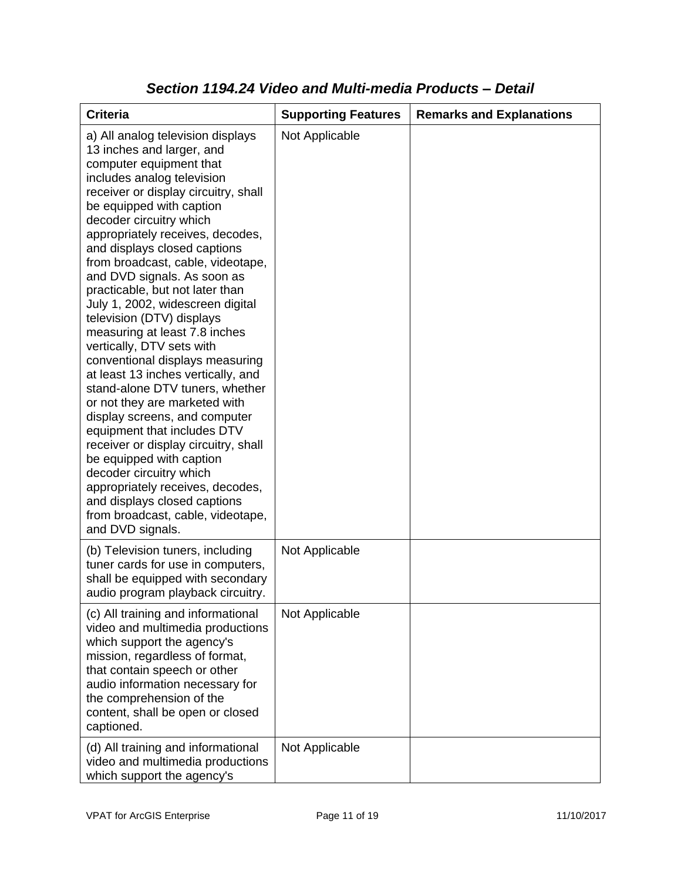### *Section 1194.24 Video and Multi-media Products – Detail*

| Criteria | Supporting Features | Remarks and Explanations |
| --- | --- | --- |
| a) All analog television displays 13 inches and larger, and computer equipment that includes analog television receiver or display circuitry, shall be equipped with caption decoder circuitry which appropriately receives, decodes, and displays closed captions from broadcast, cable, videotape, and DVD signals. As soon as practicable, but not later than July 1, 2002, widescreen digital television (DTV) displays measuring at least 7.8 inches vertically, DTV sets with conventional displays measuring at least 13 inches vertically, and stand-alone DTV tuners, whether or not they are marketed with display screens, and computer equipment that includes DTV receiver or display circuitry, shall be equipped with caption decoder circuitry which appropriately receives, decodes, and displays closed captions from broadcast, cable, videotape, and DVD signals. | Not Applicable | |
| (b) Television tuners, including tuner cards for use in computers, shall be equipped with secondary audio program playback circuitry. | Not Applicable | |
| (c) All training and informational video and multimedia productions which support the agency's mission, regardless of format, that contain speech or other audio information necessary for the comprehension of the content, shall be open or closed captioned. | Not Applicable | |
| (d) All training and informational video and multimedia productions which support the agency's | Not Applicable | |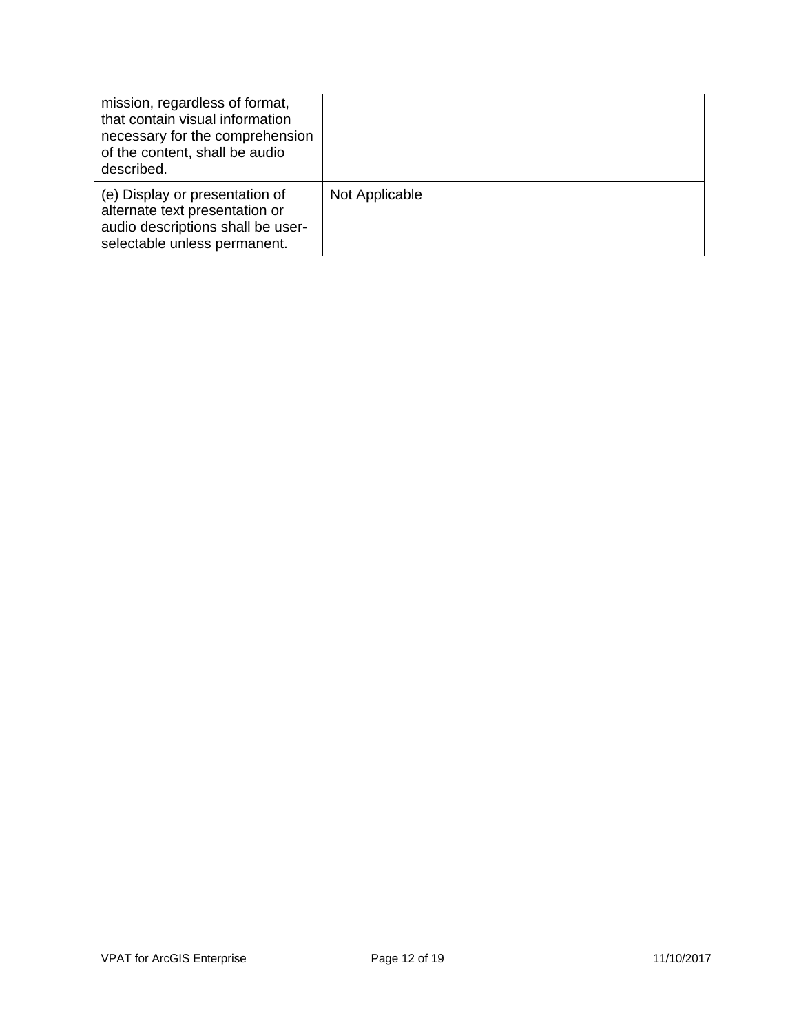| | | |
|---|---|---|
| mission, regardless of format, that contain visual information necessary for the comprehension of the content, shall be audio described. | | |
| (e) Display or presentation of alternate text presentation or audio descriptions shall be user-selectable unless permanent. | Not Applicable | |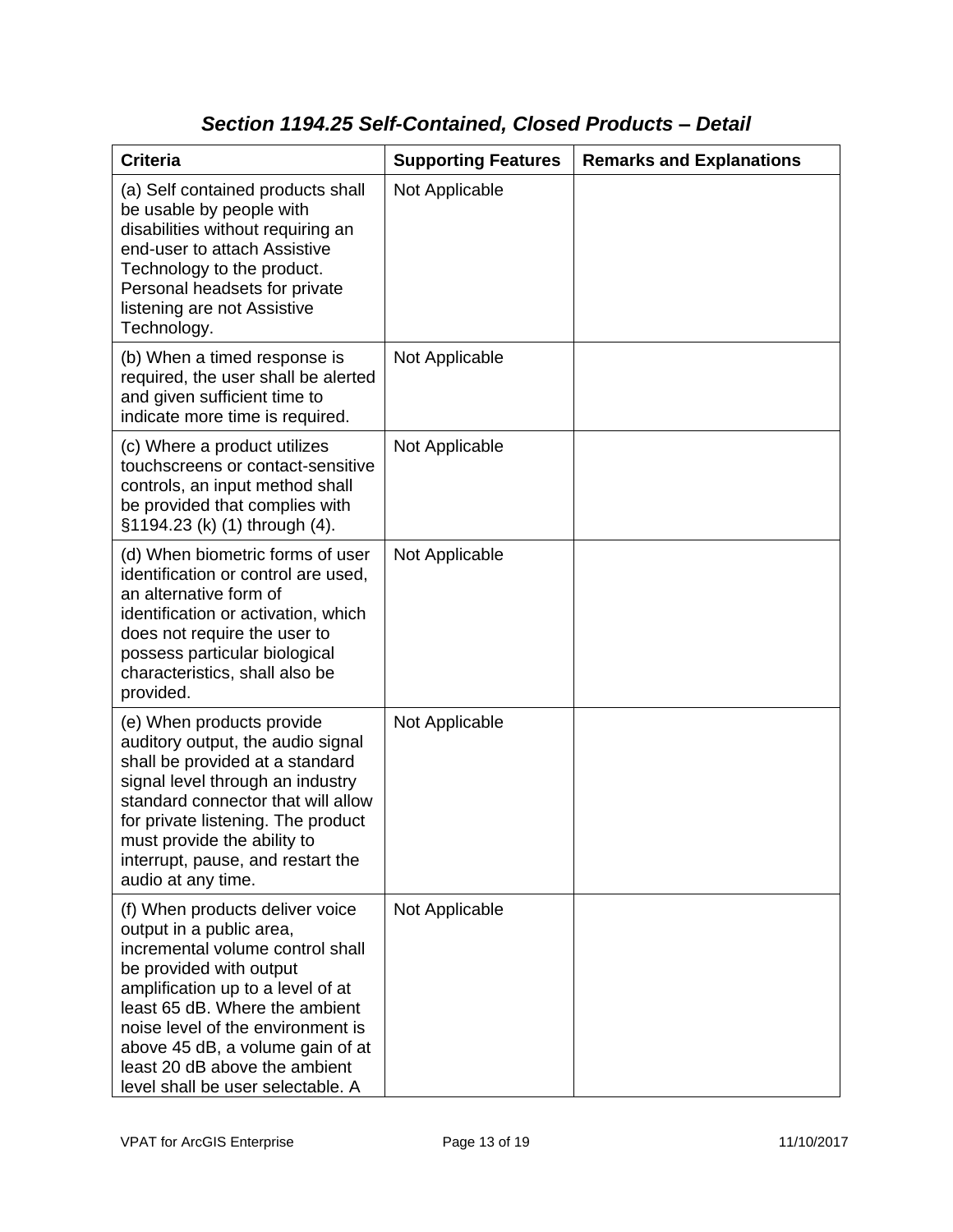### *Section 1194.25 Self-Contained, Closed Products – Detail*

| Criteria | Supporting Features | Remarks and Explanations |
| --- | --- | --- |
| (a) Self contained products shall be usable by people with disabilities without requiring an end-user to attach Assistive Technology to the product. Personal headsets for private listening are not Assistive Technology. | Not Applicable | |
| (b) When a timed response is required, the user shall be alerted and given sufficient time to indicate more time is required. | Not Applicable | |
| (c) Where a product utilizes touchscreens or contact-sensitive controls, an input method shall be provided that complies with §1194.23 (k) (1) through (4). | Not Applicable | |
| (d) When biometric forms of user identification or control are used, an alternative form of identification or activation, which does not require the user to possess particular biological characteristics, shall also be provided. | Not Applicable | |
| (e) When products provide auditory output, the audio signal shall be provided at a standard signal level through an industry standard connector that will allow for private listening. The product must provide the ability to interrupt, pause, and restart the audio at any time. | Not Applicable | |
| (f) When products deliver voice output in a public area, incremental volume control shall be provided with output amplification up to a level of at least 65 dB. Where the ambient noise level of the environment is above 45 dB, a volume gain of at least 20 dB above the ambient level shall be user selectable. A | Not Applicable | |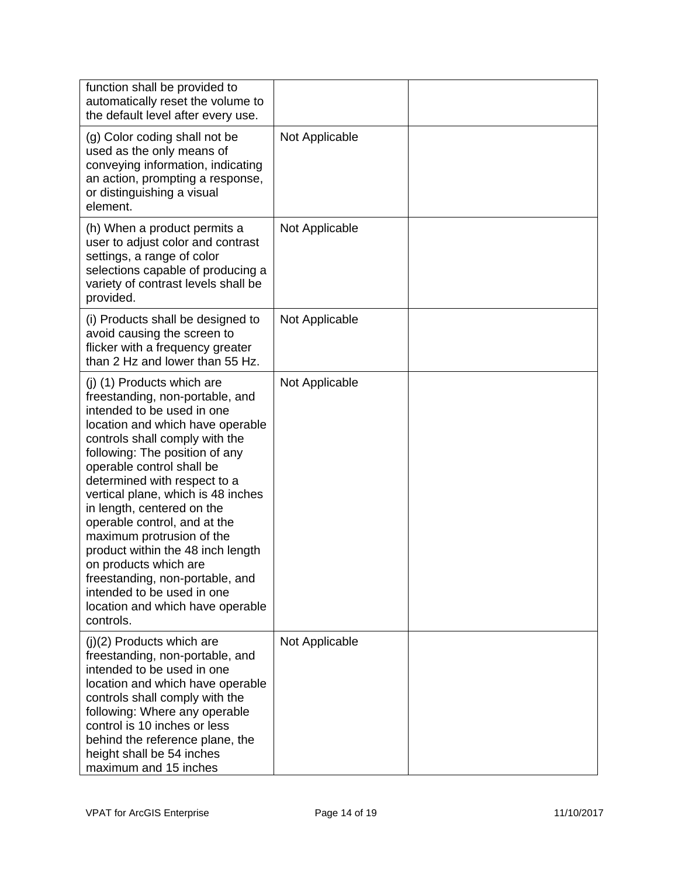| | | |
|---|---|---|
| function shall be provided to automatically reset the volume to the default level after every use. | | |
| (g) Color coding shall not be used as the only means of conveying information, indicating an action, prompting a response, or distinguishing a visual element. | Not Applicable | |
| (h) When a product permits a user to adjust color and contrast settings, a range of color selections capable of producing a variety of contrast levels shall be provided. | Not Applicable | |
| (i) Products shall be designed to avoid causing the screen to flicker with a frequency greater than 2 Hz and lower than 55 Hz. | Not Applicable | |
| (j) (1) Products which are freestanding, non-portable, and intended to be used in one location and which have operable controls shall comply with the following: The position of any operable control shall be determined with respect to a vertical plane, which is 48 inches in length, centered on the operable control, and at the maximum protrusion of the product within the 48 inch length on products which are freestanding, non-portable, and intended to be used in one location and which have operable controls. | Not Applicable | |
| (j)(2) Products which are freestanding, non-portable, and intended to be used in one location and which have operable controls shall comply with the following: Where any operable control is 10 inches or less behind the reference plane, the height shall be 54 inches maximum and 15 inches | Not Applicable | |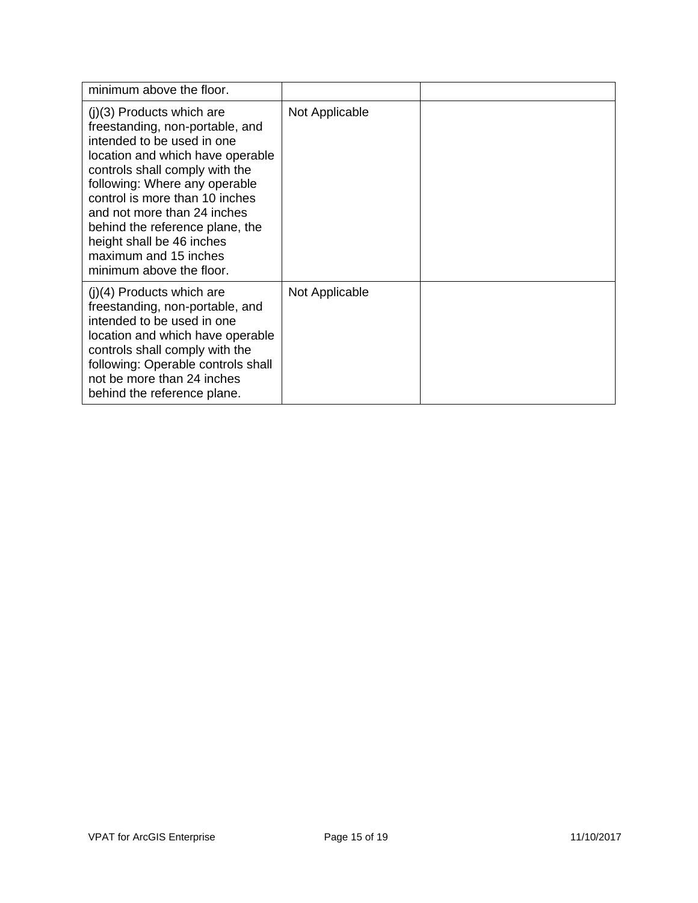| | | |
|---|---|---|
| minimum above the floor. | | |
| (j)(3) Products which are freestanding, non-portable, and intended to be used in one location and which have operable controls shall comply with the following: Where any operable control is more than 10 inches and not more than 24 inches behind the reference plane, the height shall be 46 inches maximum and 15 inches minimum above the floor. | Not Applicable | |
| (j)(4) Products which are freestanding, non-portable, and intended to be used in one location and which have operable controls shall comply with the following: Operable controls shall not be more than 24 inches behind the reference plane. | Not Applicable | |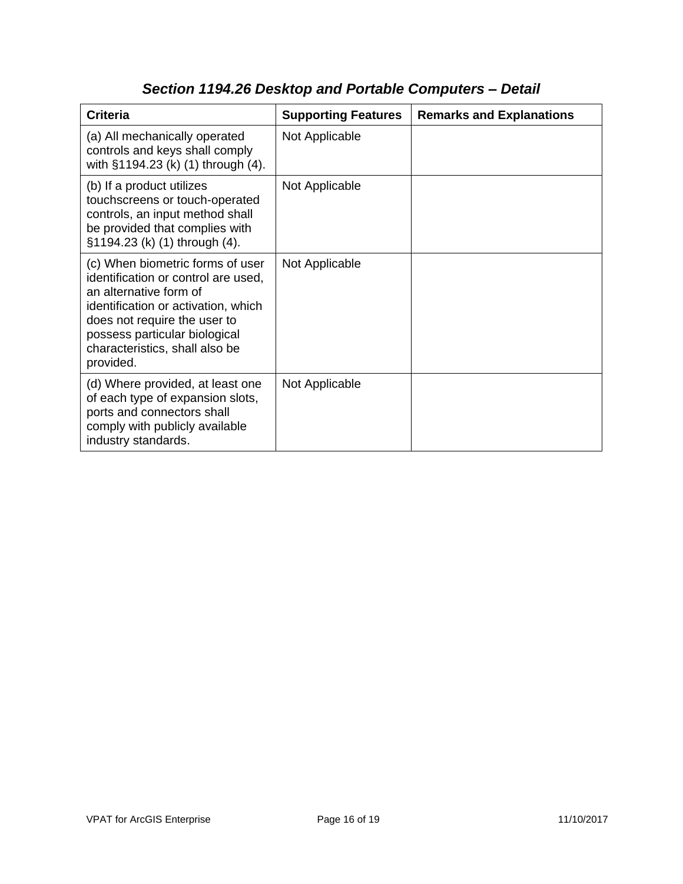## *Section 1194.26 Desktop and Portable Computers – Detail*

| Criteria | Supporting Features | Remarks and Explanations |
| --- | --- | --- |
| (a) All mechanically operated controls and keys shall comply with §1194.23 (k) (1) through (4). | Not Applicable | |
| (b) If a product utilizes touchscreens or touch-operated controls, an input method shall be provided that complies with §1194.23 (k) (1) through (4). | Not Applicable | |
| (c) When biometric forms of user identification or control are used, an alternative form of identification or activation, which does not require the user to possess particular biological characteristics, shall also be provided. | Not Applicable | |
| (d) Where provided, at least one of each type of expansion slots, ports and connectors shall comply with publicly available industry standards. | Not Applicable | |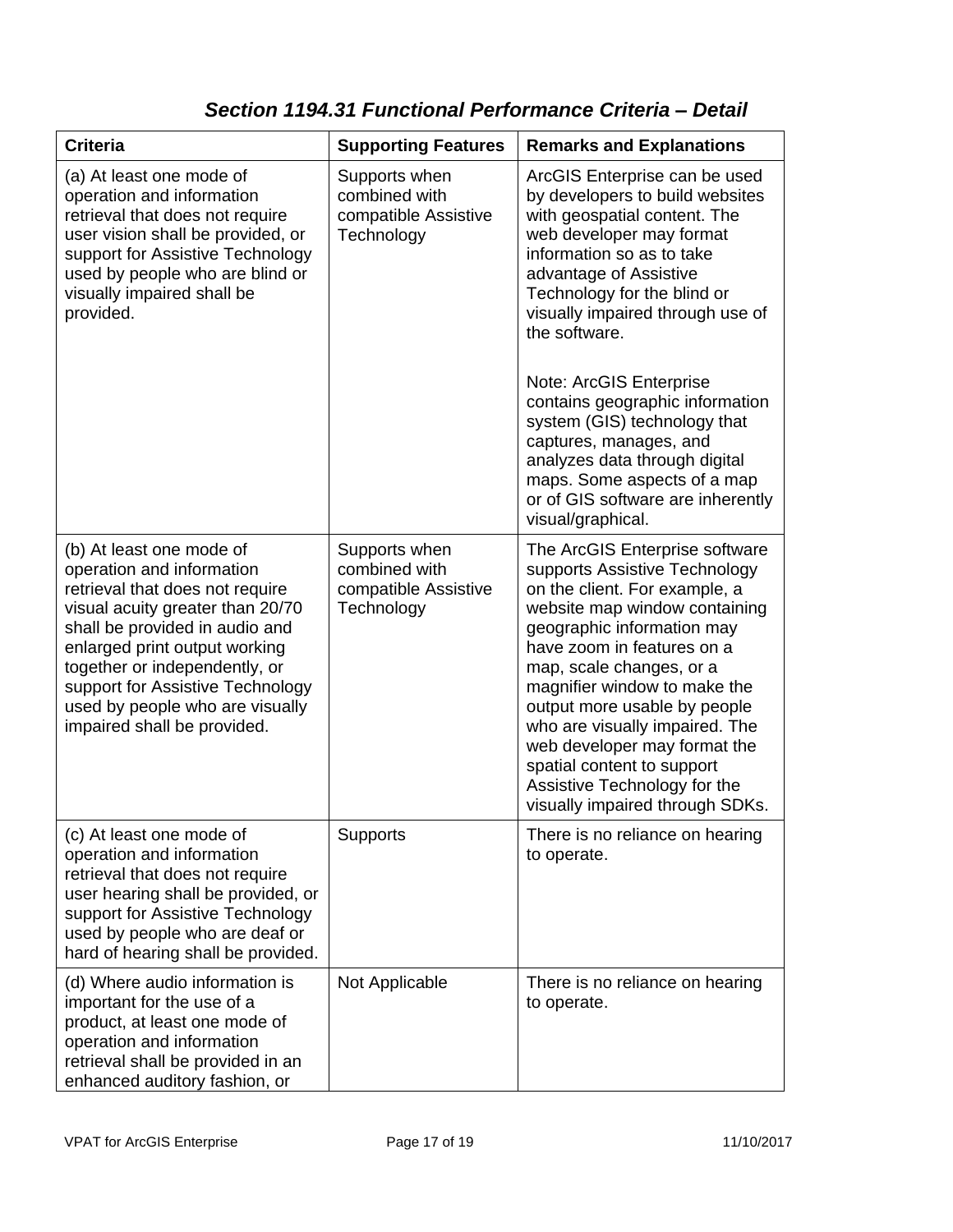## *Section 1194.31 Functional Performance Criteria – Detail*

| Criteria | Supporting Features | Remarks and Explanations |
|---|---|---|
| (a) At least one mode of operation and information retrieval that does not require user vision shall be provided, or support for Assistive Technology used by people who are blind or visually impaired shall be provided. | Supports when combined with compatible Assistive Technology | ArcGIS Enterprise can be used by developers to build websites with geospatial content. The web developer may format information so as to take advantage of Assistive Technology for the blind or visually impaired through use of the software.<br><br>Note: ArcGIS Enterprise contains geographic information system (GIS) technology that captures, manages, and analyzes data through digital maps. Some aspects of a map or of GIS software are inherently visual/graphical. |
| (b) At least one mode of operation and information retrieval that does not require visual acuity greater than 20/70 shall be provided in audio and enlarged print output working together or independently, or support for Assistive Technology used by people who are visually impaired shall be provided. | Supports when combined with compatible Assistive Technology | The ArcGIS Enterprise software supports Assistive Technology on the client. For example, a website map window containing geographic information may have zoom in features on a map, scale changes, or a magnifier window to make the output more usable by people who are visually impaired. The web developer may format the spatial content to support Assistive Technology for the visually impaired through SDKs. |
| (c) At least one mode of operation and information retrieval that does not require user hearing shall be provided, or support for Assistive Technology used by people who are deaf or hard of hearing shall be provided. | Supports | There is no reliance on hearing to operate. |
| (d) Where audio information is important for the use of a product, at least one mode of operation and information retrieval shall be provided in an enhanced auditory fashion, or | Not Applicable | There is no reliance on hearing to operate. |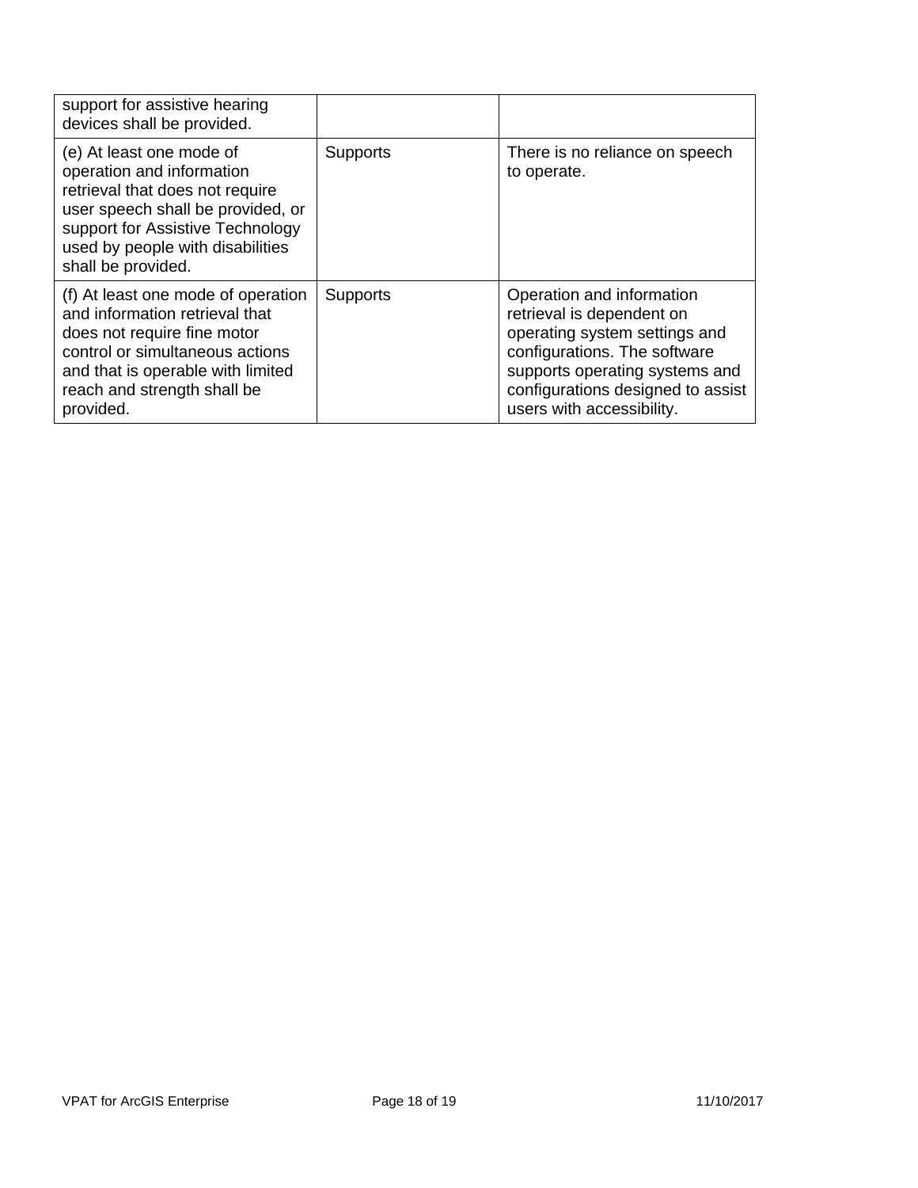| | | |
|---|---|---|
| support for assistive hearing devices shall be provided. | | |
| (e) At least one mode of operation and information retrieval that does not require user speech shall be provided, or support for Assistive Technology used by people with disabilities shall be provided. | Supports | There is no reliance on speech to operate. |
| (f) At least one mode of operation and information retrieval that does not require fine motor control or simultaneous actions and that is operable with limited reach and strength shall be provided. | Supports | Operation and information retrieval is dependent on operating system settings and configurations. The software supports operating systems and configurations designed to assist users with accessibility. |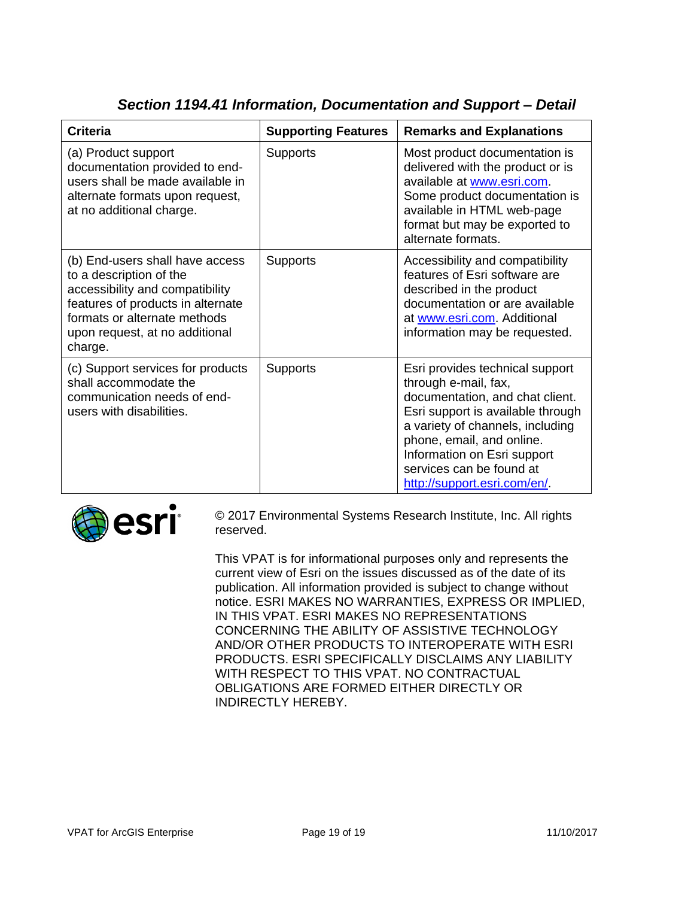### *Section 1194.41 Information, Documentation and Support – Detail*

| Criteria | Supporting Features | Remarks and Explanations |
|---|---|---|
| (a) Product support documentation provided to end-users shall be made available in alternate formats upon request, at no additional charge. | Supports | Most product documentation is delivered with the product or is available at www.esri.com. Some product documentation is available in HTML web-page format but may be exported to alternate formats. |
| (b) End-users shall have access to a description of the accessibility and compatibility features of products in alternate formats or alternate methods upon request, at no additional charge. | Supports | Accessibility and compatibility features of Esri software are described in the product documentation or are available at www.esri.com. Additional information may be requested. |
| (c) Support services for products shall accommodate the communication needs of end-users with disabilities. | Supports | Esri provides technical support through e-mail, fax, documentation, and chat client. Esri support is available through a variety of channels, including phone, email, and online. Information on Esri support services can be found at http://support.esri.com/en/. |

© 2017 Environmental Systems Research Institute, Inc. All rights reserved.

This VPAT is for informational purposes only and represents the current view of Esri on the issues discussed as of the date of its publication. All information provided is subject to change without notice. ESRI MAKES NO WARRANTIES, EXPRESS OR IMPLIED, IN THIS VPAT. ESRI MAKES NO REPRESENTATIONS CONCERNING THE ABILITY OF ASSISTIVE TECHNOLOGY AND/OR OTHER PRODUCTS TO INTEROPERATE WITH ESRI PRODUCTS. ESRI SPECIFICALLY DISCLAIMS ANY LIABILITY WITH RESPECT TO THIS VPAT. NO CONTRACTUAL OBLIGATIONS ARE FORMED EITHER DIRECTLY OR INDIRECTLY HEREBY.